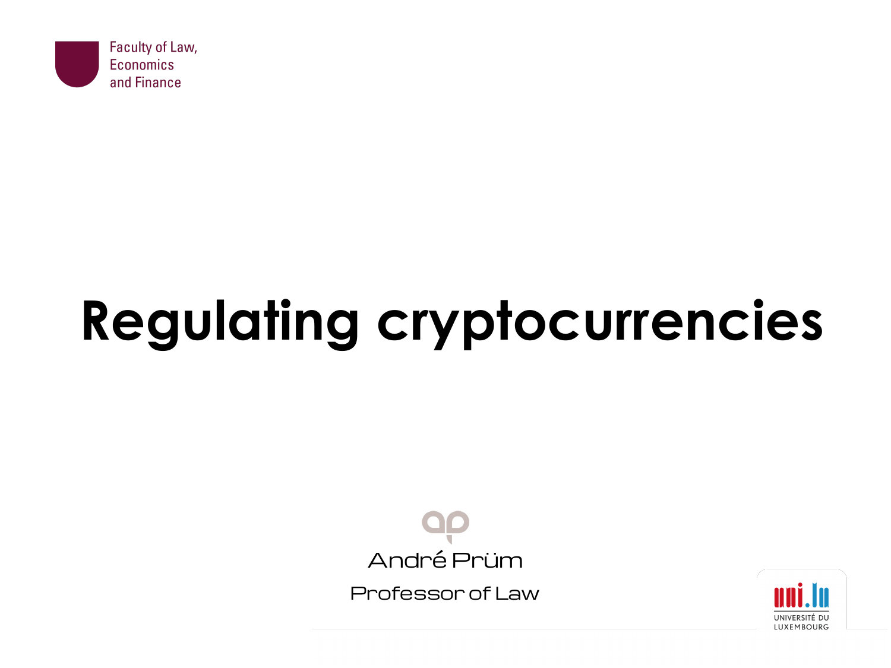Faculty of Law,
Economics
and Finance

# Regulating cryptocurrencies

André Prüm

Professor of Law

UNIVERSITÉ DU LUXEMBOURG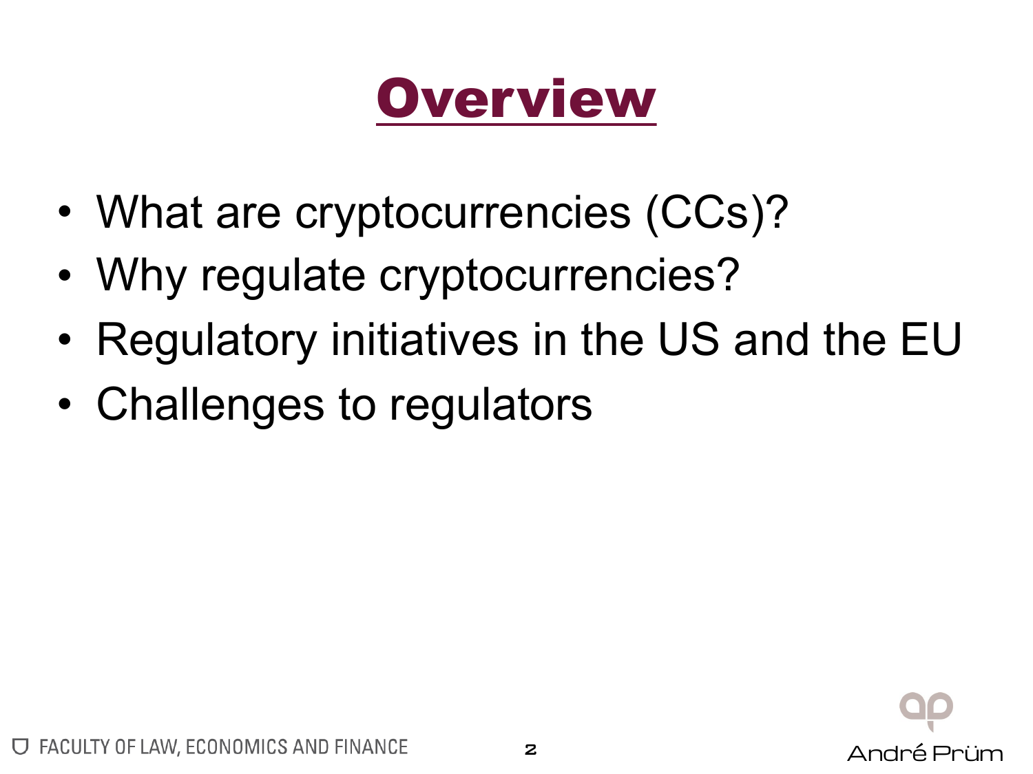# Overview

- What are cryptocurrencies (CCs)?
- Why regulate cryptocurrencies?
- Regulatory initiatives in the US and the EU
- Challenges to regulators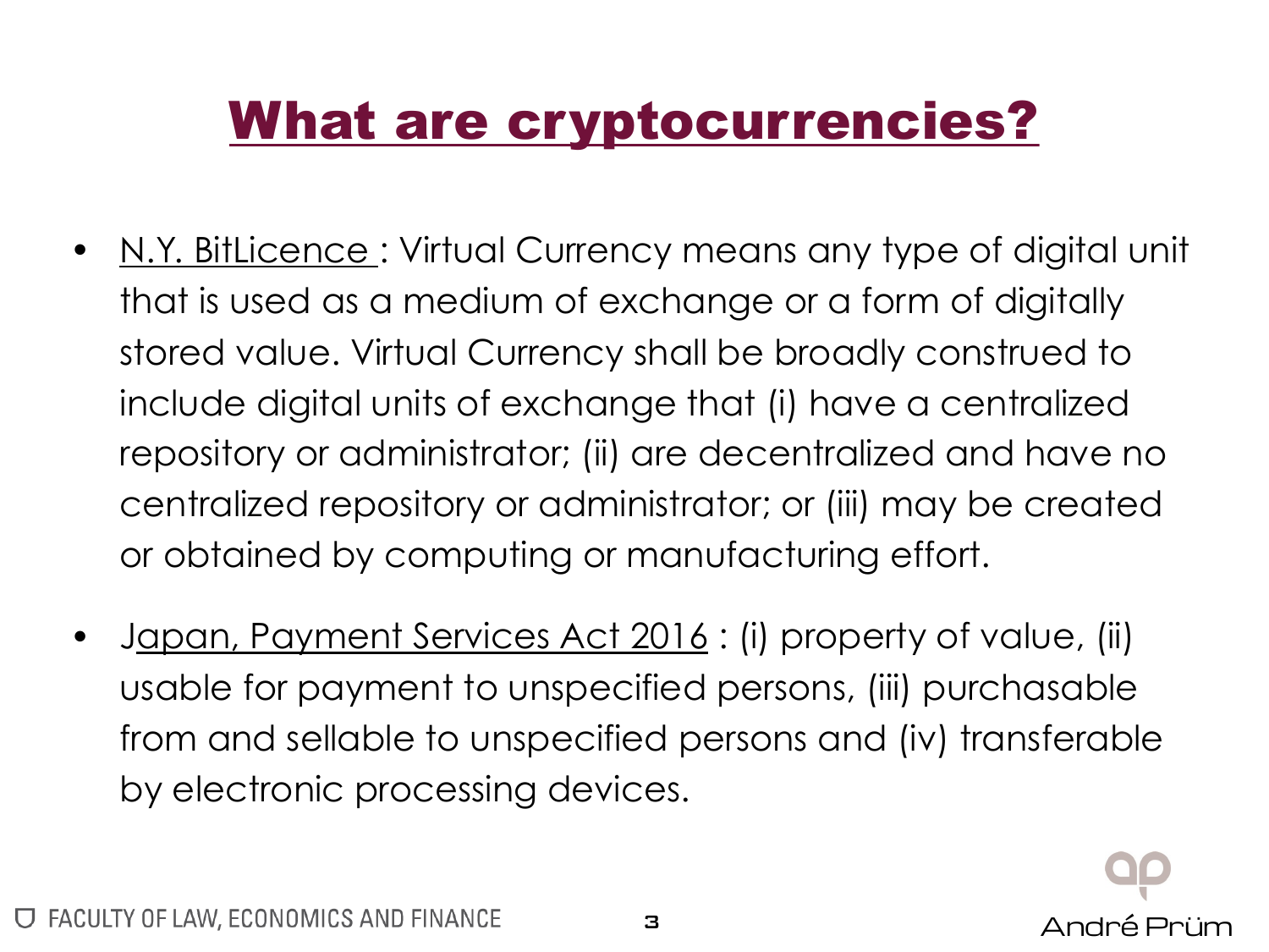# What are cryptocurrencies?

- N.Y. BitLicence : Virtual Currency means any type of digital unit that is used as a medium of exchange or a form of digitally stored value. Virtual Currency shall be broadly construed to include digital units of exchange that (i) have a centralized repository or administrator; (ii) are decentralized and have no centralized repository or administrator; or (iii) may be created or obtained by computing or manufacturing effort.
- Japan, Payment Services Act 2016 : (i) property of value, (ii) usable for payment to unspecified persons, (iii) purchasable from and sellable to unspecified persons and (iv) transferable by electronic processing devices.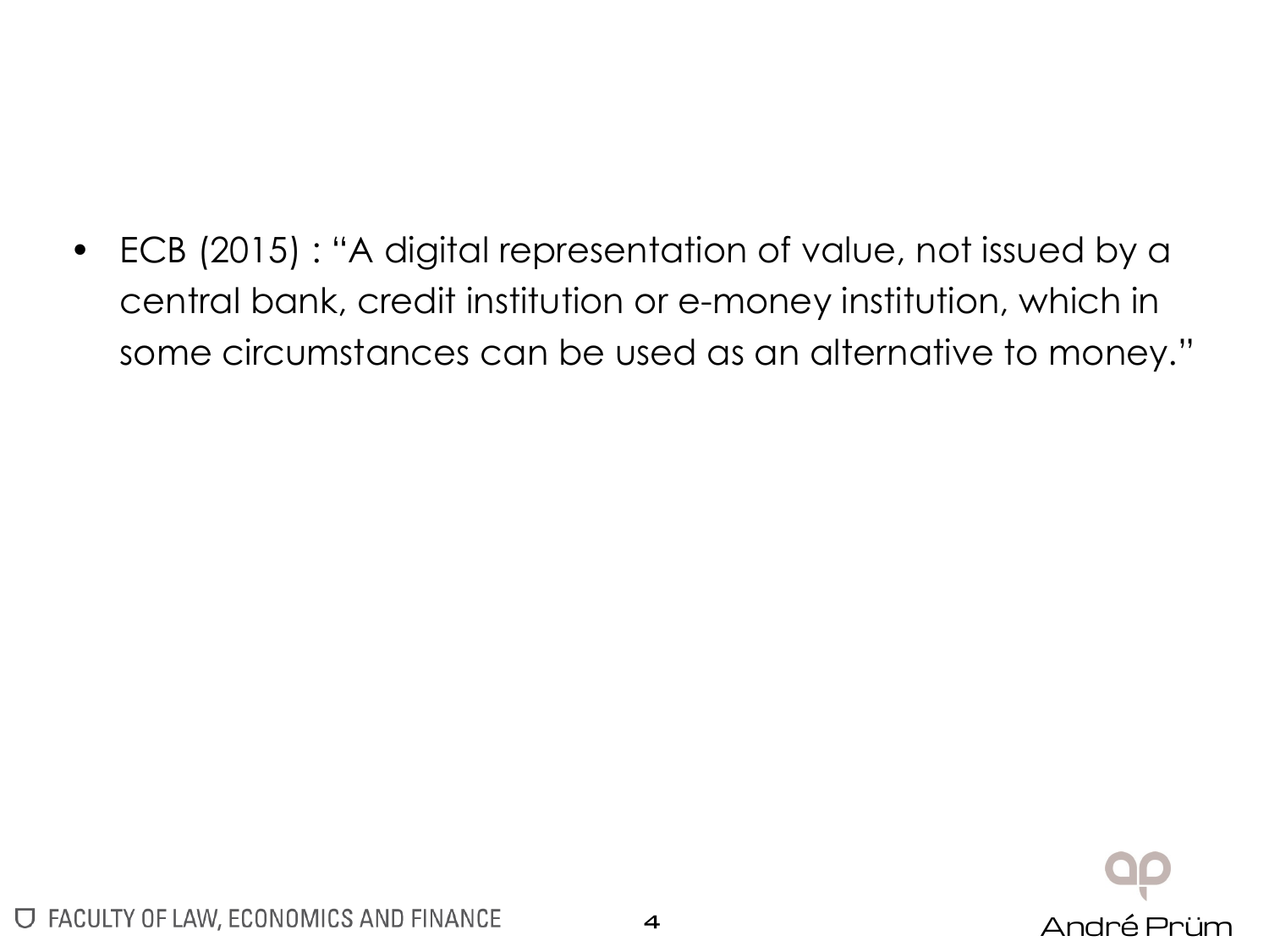- ECB (2015) : "A digital representation of value, not issued by a central bank, credit institution or e-money institution, which in some circumstances can be used as an alternative to money."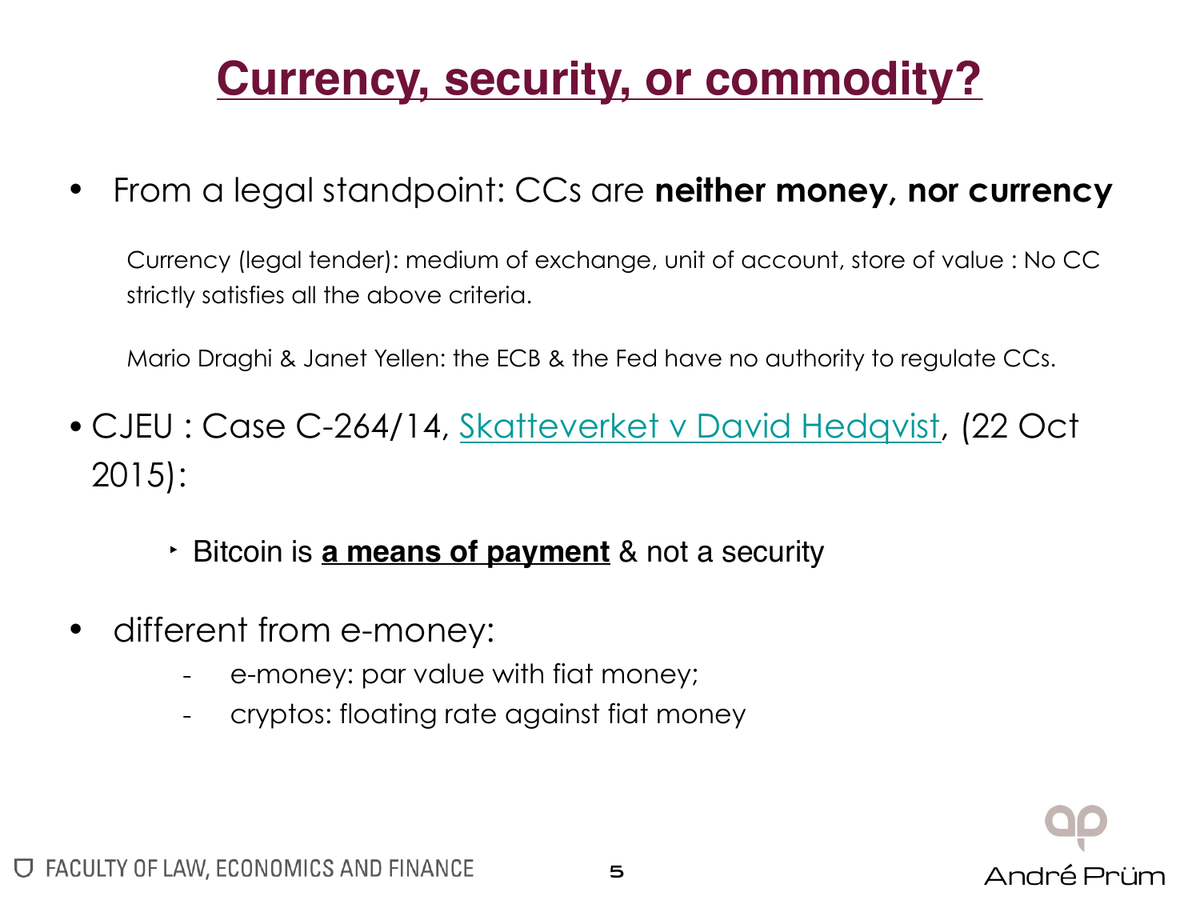# Currency, security, or commodity?

- From a legal standpoint: CCs are **neither money, nor currency**

  Currency (legal tender): medium of exchange, unit of account, store of value : No CC strictly satisfies all the above criteria.

  Mario Draghi & Janet Yellen: the ECB & the Fed have no authority to regulate CCs.

- CJEU : Case C-264/14, Skatteverket v David Hedqvist, (22 Oct 2015):

  - Bitcoin is **a means of payment** & not a security

- different from e-money:
  - e-money: par value with fiat money;
  - cryptos: floating rate against fiat money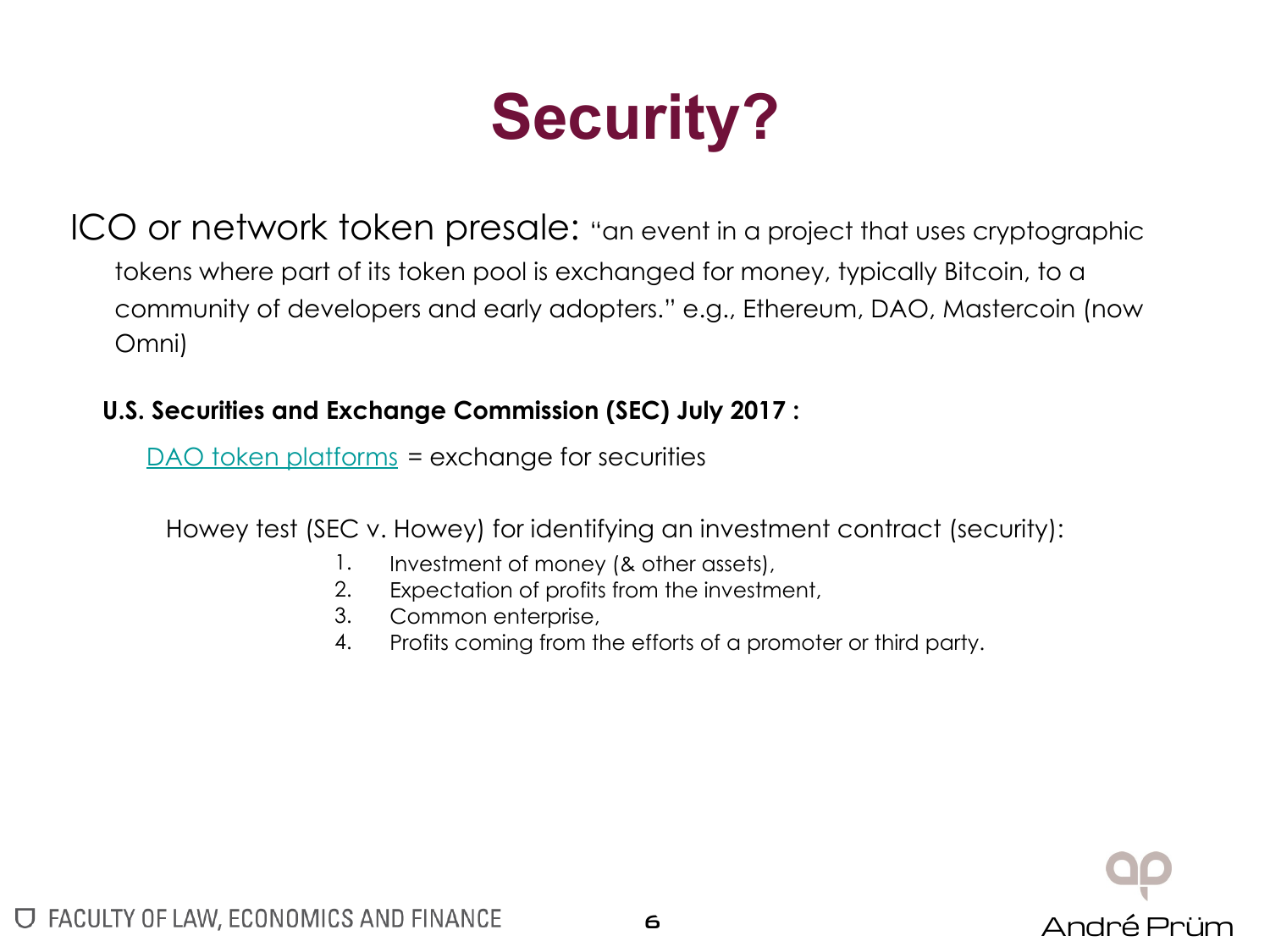# Security?

ICO or network token presale: "an event in a project that uses cryptographic tokens where part of its token pool is exchanged for money, typically Bitcoin, to a community of developers and early adopters." e.g., Ethereum, DAO, Mastercoin (now Omni)

**U.S. Securities and Exchange Commission (SEC) July 2017 :**

DAO token platforms = exchange for securities

Howey test (SEC v. Howey) for identifying an investment contract (security):

1. Investment of money (& other assets),
2. Expectation of profits from the investment,
3. Common enterprise,
4. Profits coming from the efforts of a promoter or third party.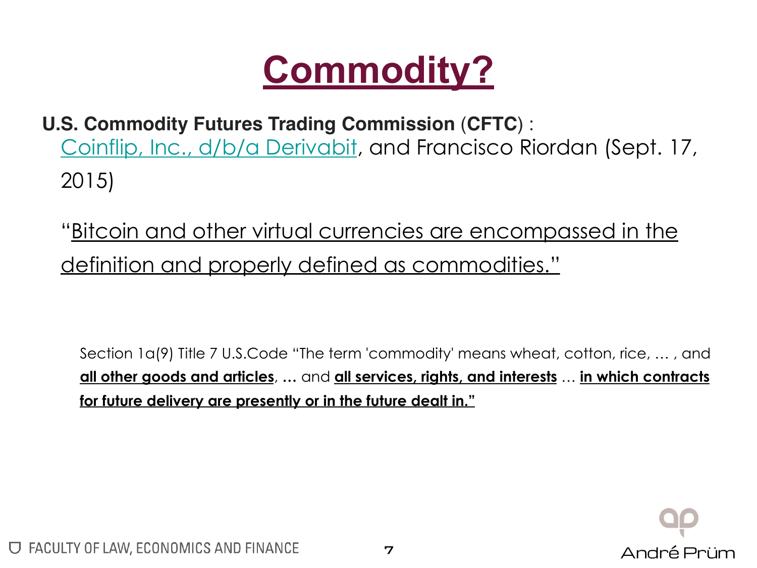# Commodity?

**U.S. Commodity Futures Trading Commission** (**CFTC**) :
Coinflip, Inc., d/b/a Derivabit, and Francisco Riordan (Sept. 17, 2015)

"Bitcoin and other virtual currencies are encompassed in the definition and properly defined as commodities."

Section 1a(9) Title 7 U.S.Code "The term 'commodity' means wheat, cotton, rice, … , and **all other goods and articles**, … and **all services, rights, and interests** … **in which contracts for future delivery are presently or in the future dealt in."**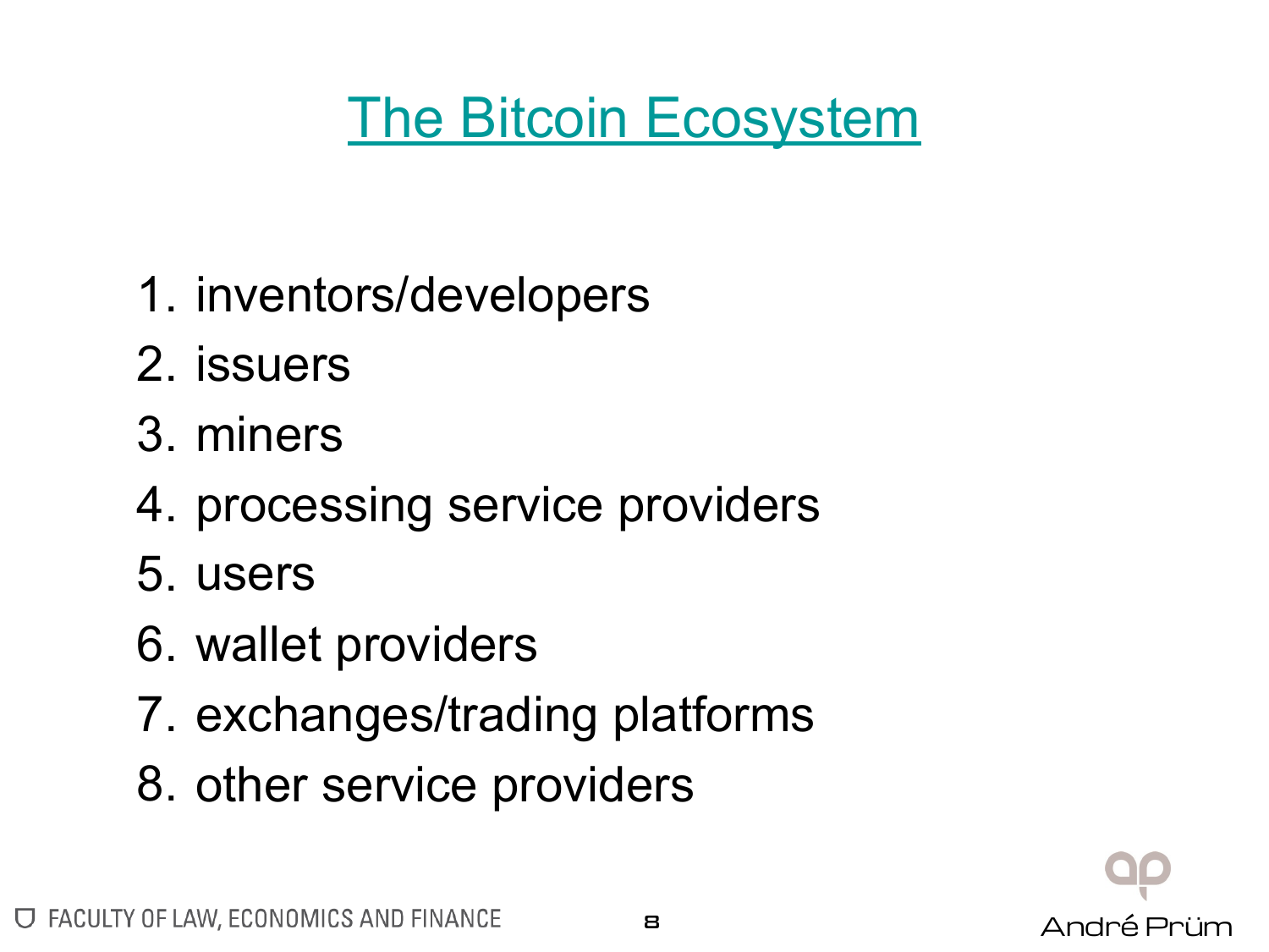# The Bitcoin Ecosystem

1. inventors/developers
2. issuers
3. miners
4. processing service providers
5. users
6. wallet providers
7. exchanges/trading platforms
8. other service providers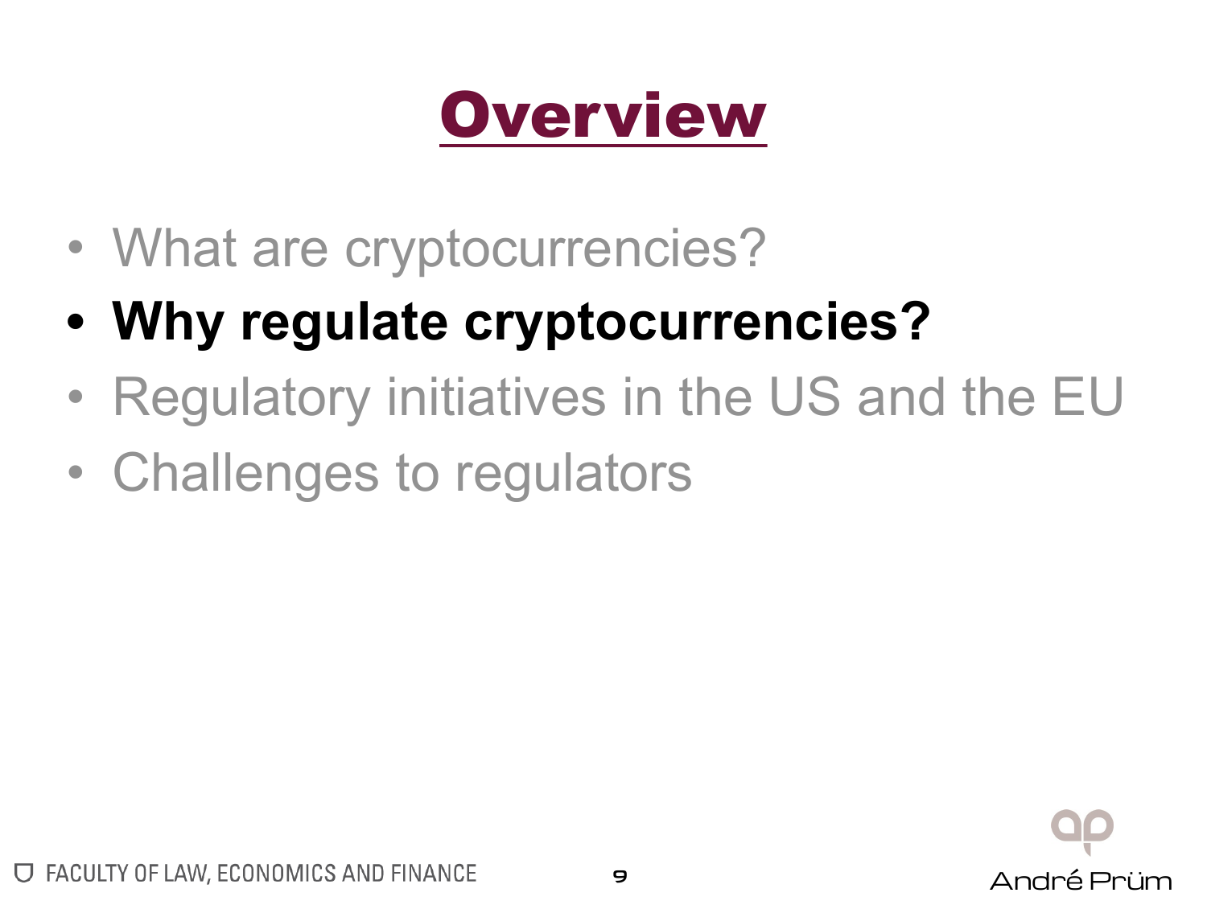# Overview

- What are cryptocurrencies?
- **Why regulate cryptocurrencies?**
- Regulatory initiatives in the US and the EU
- Challenges to regulators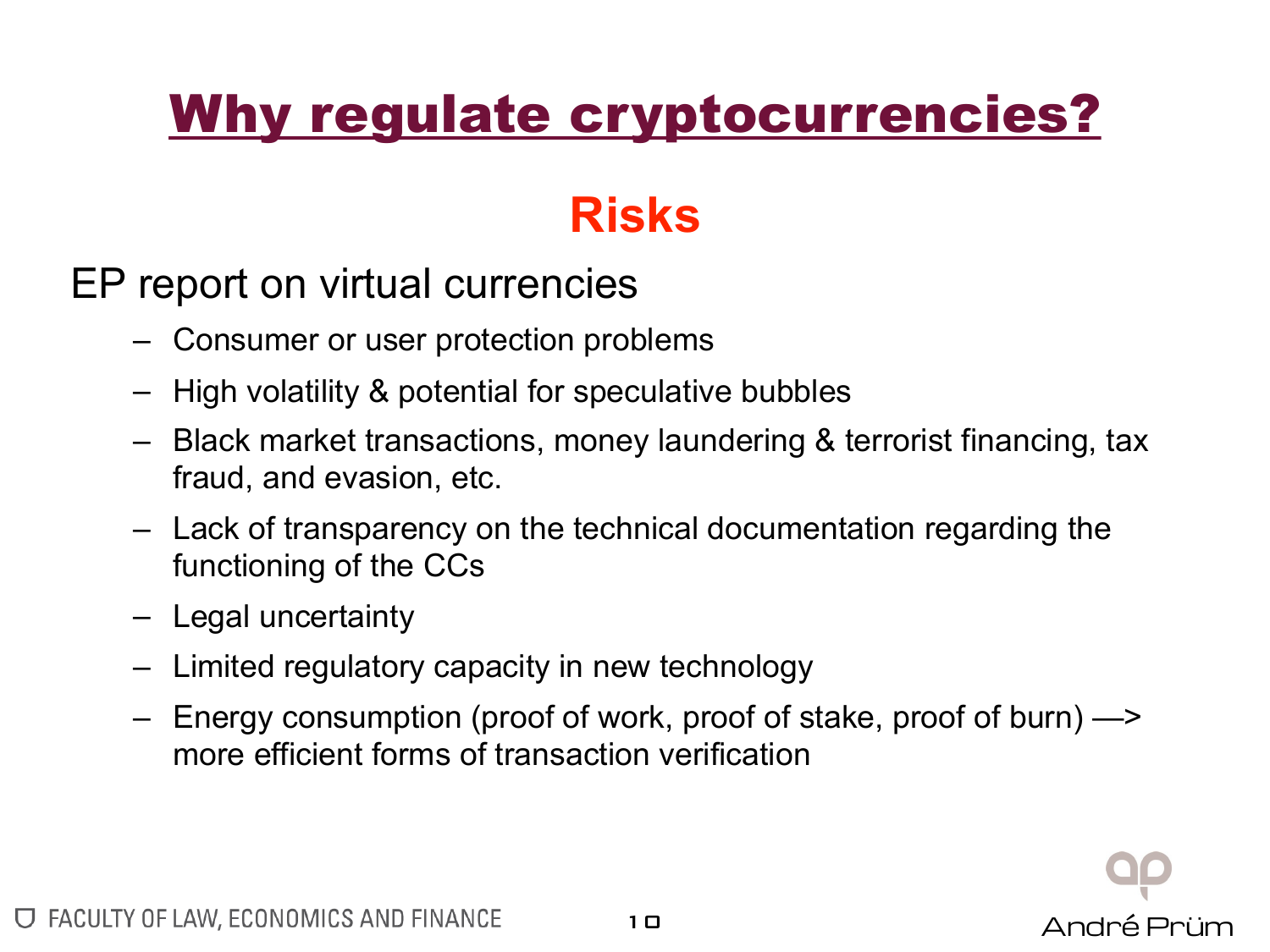# Why regulate cryptocurrencies?

## Risks

EP report on virtual currencies

- Consumer or user protection problems
- High volatility & potential for speculative bubbles
- Black market transactions, money laundering & terrorist financing, tax fraud, and evasion, etc.
- Lack of transparency on the technical documentation regarding the functioning of the CCs
- Legal uncertainty
- Limited regulatory capacity in new technology
- Energy consumption (proof of work, proof of stake, proof of burn) —> more efficient forms of transaction verification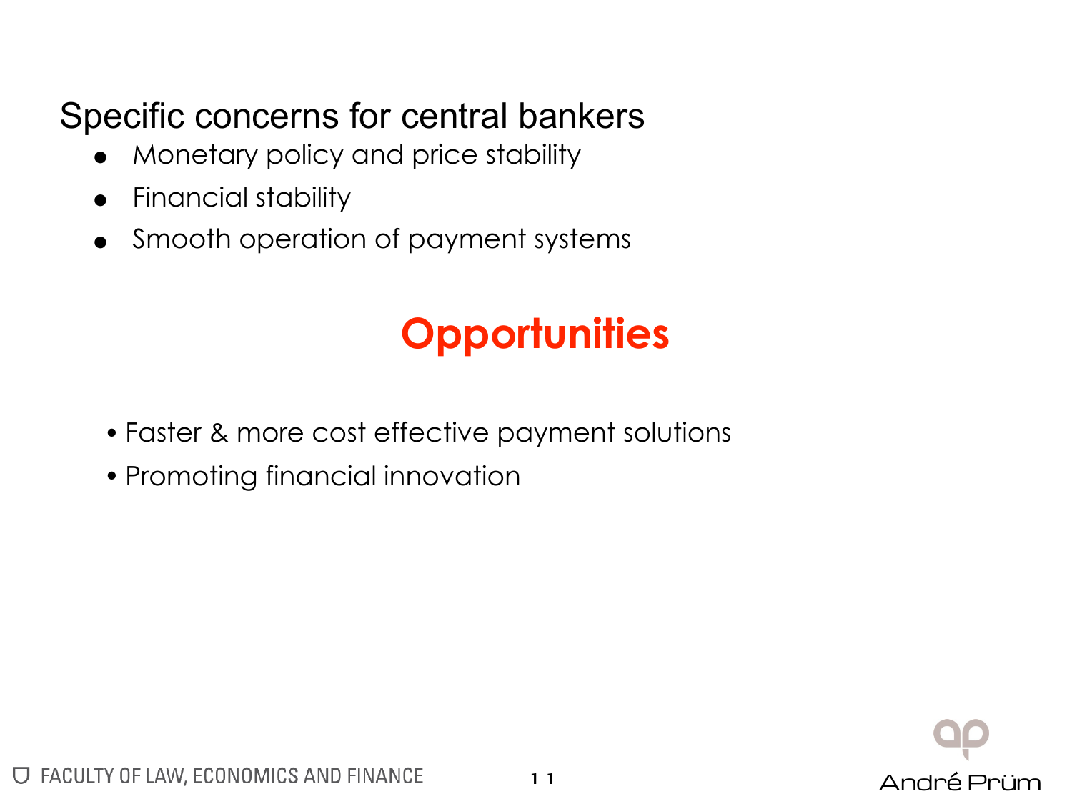Specific concerns for central bankers

- Monetary policy and price stability
- Financial stability
- Smooth operation of payment systems

## Opportunities

- Faster & more cost effective payment solutions
- Promoting financial innovation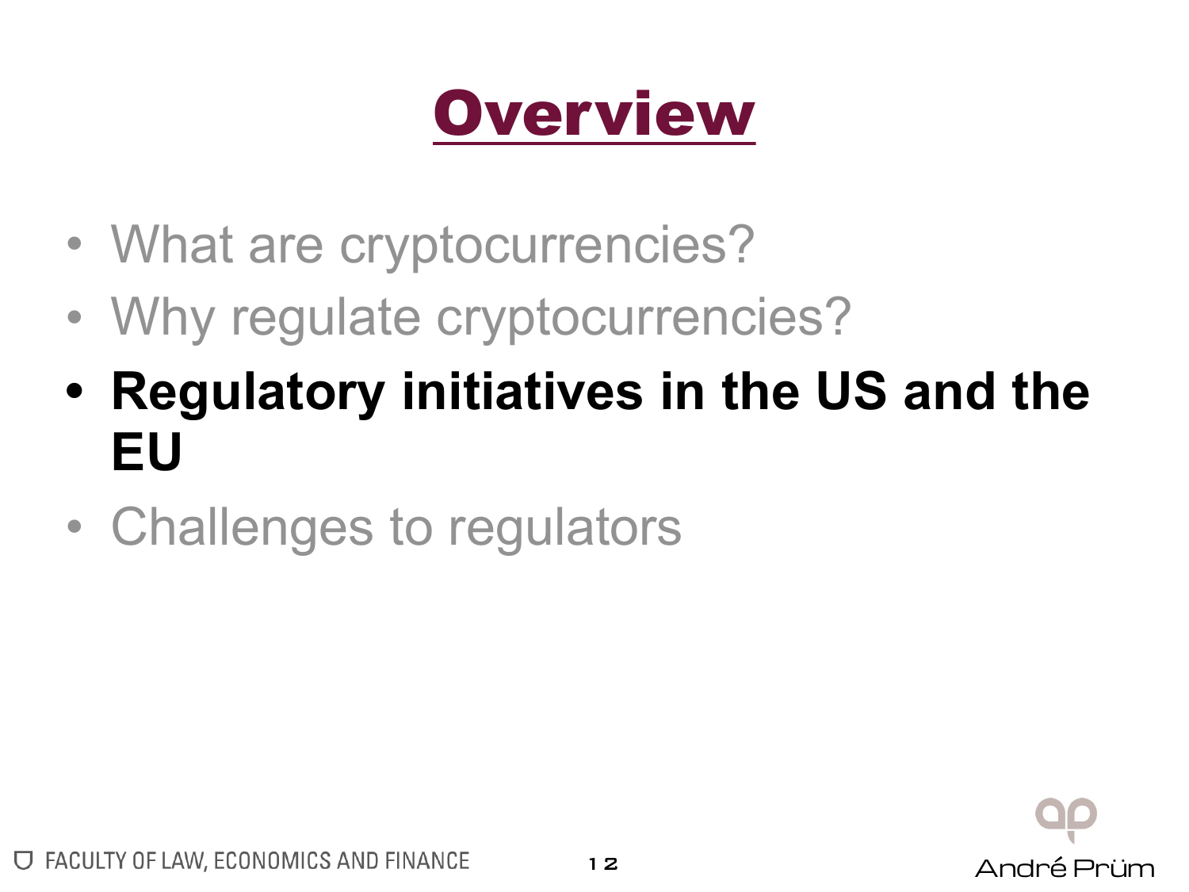# Overview

- What are cryptocurrencies?
- Why regulate cryptocurrencies?
- **Regulatory initiatives in the US and the EU**
- Challenges to regulators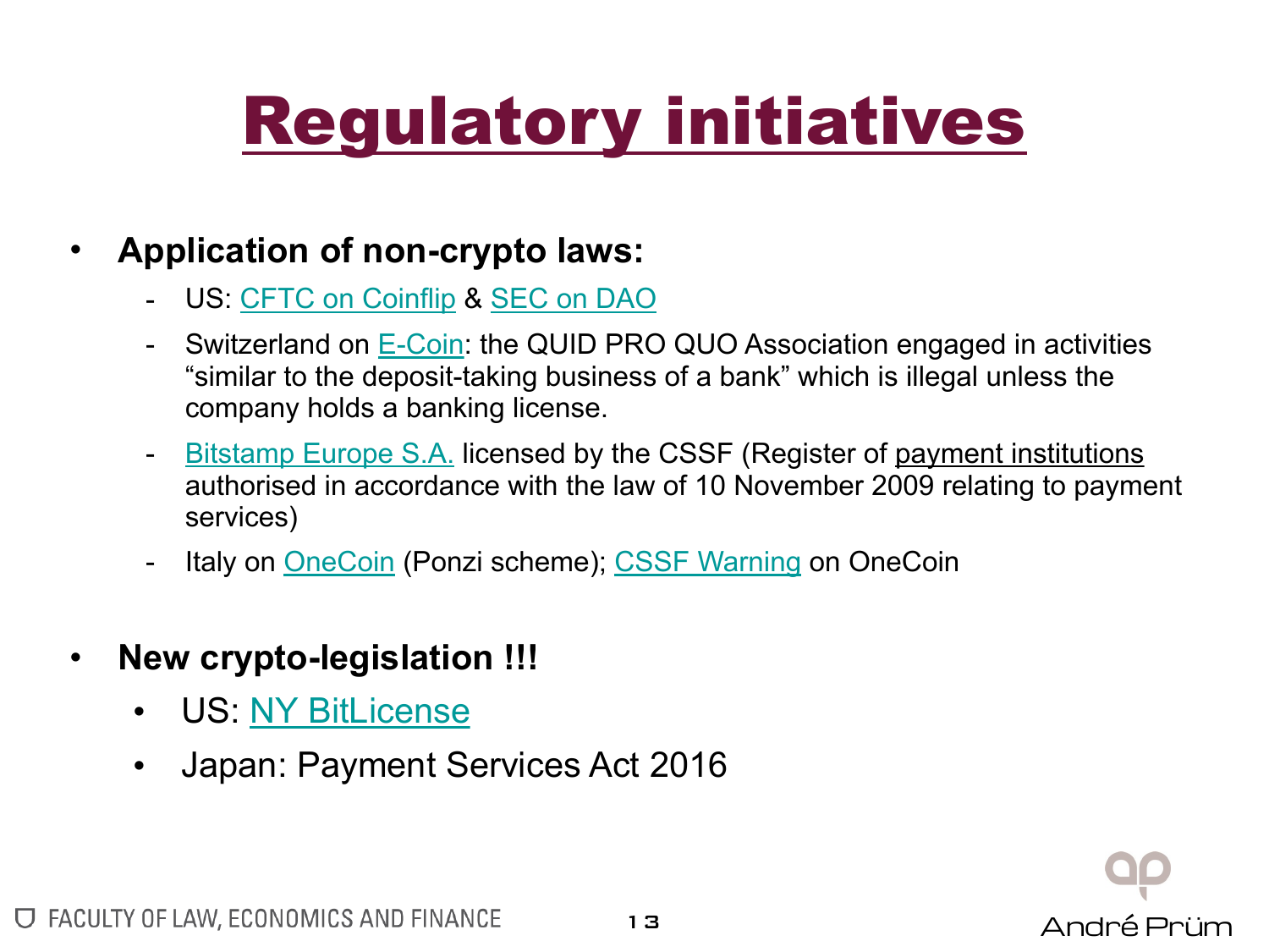# Regulatory initiatives

- **Application of non-crypto laws:**
  - US: CFTC on Coinflip & SEC on DAO
  - Switzerland on E-Coin: the QUID PRO QUO Association engaged in activities “similar to the deposit-taking business of a bank” which is illegal unless the company holds a banking license.
  - Bitstamp Europe S.A. licensed by the CSSF (Register of payment institutions authorised in accordance with the law of 10 November 2009 relating to payment services)
  - Italy on OneCoin (Ponzi scheme); CSSF Warning on OneCoin

- **New crypto-legislation !!!**
  - US: NY BitLicense
  - Japan: Payment Services Act 2016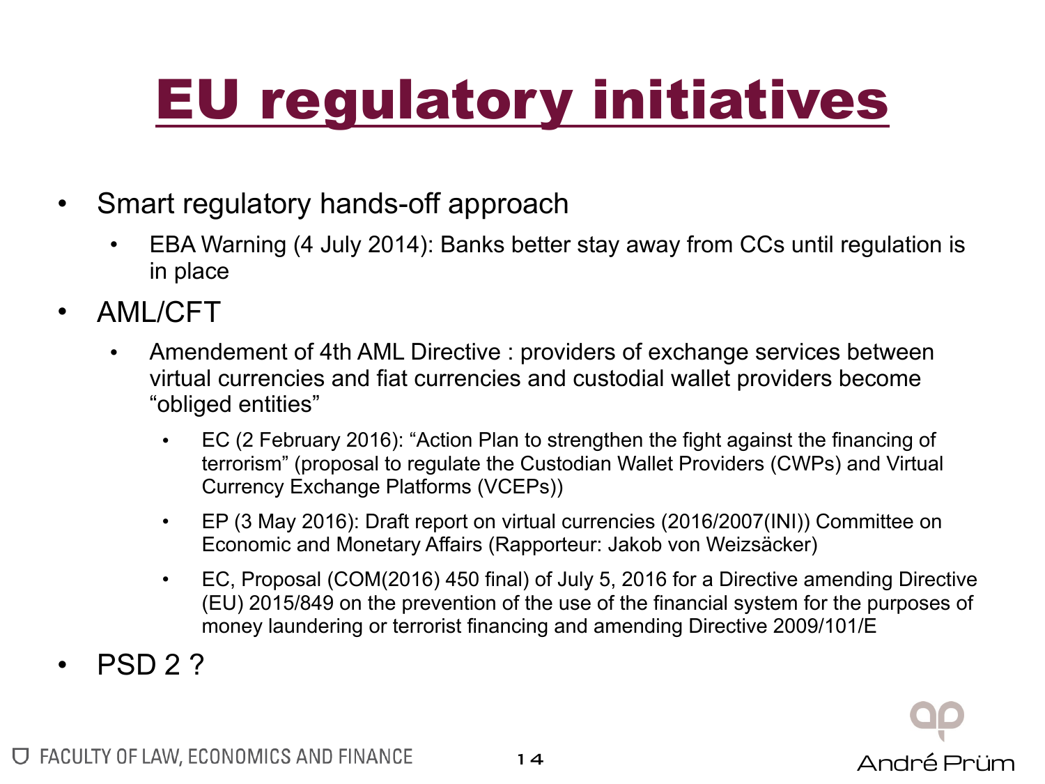# EU regulatory initiatives

- Smart regulatory hands-off approach
  - EBA Warning (4 July 2014): Banks better stay away from CCs until regulation is in place
- AML/CFT
  - Amendement of 4th AML Directive : providers of exchange services between virtual currencies and fiat currencies and custodial wallet providers become "obliged entities"
    - EC (2 February 2016): "Action Plan to strengthen the fight against the financing of terrorism" (proposal to regulate the Custodian Wallet Providers (CWPs) and Virtual Currency Exchange Platforms (VCEPs))
    - EP (3 May 2016): Draft report on virtual currencies (2016/2007(INI)) Committee on Economic and Monetary Affairs (Rapporteur: Jakob von Weizsäcker)
    - EC, Proposal (COM(2016) 450 final) of July 5, 2016 for a Directive amending Directive (EU) 2015/849 on the prevention of the use of the financial system for the purposes of money laundering or terrorist financing and amending Directive 2009/101/E
- PSD 2 ?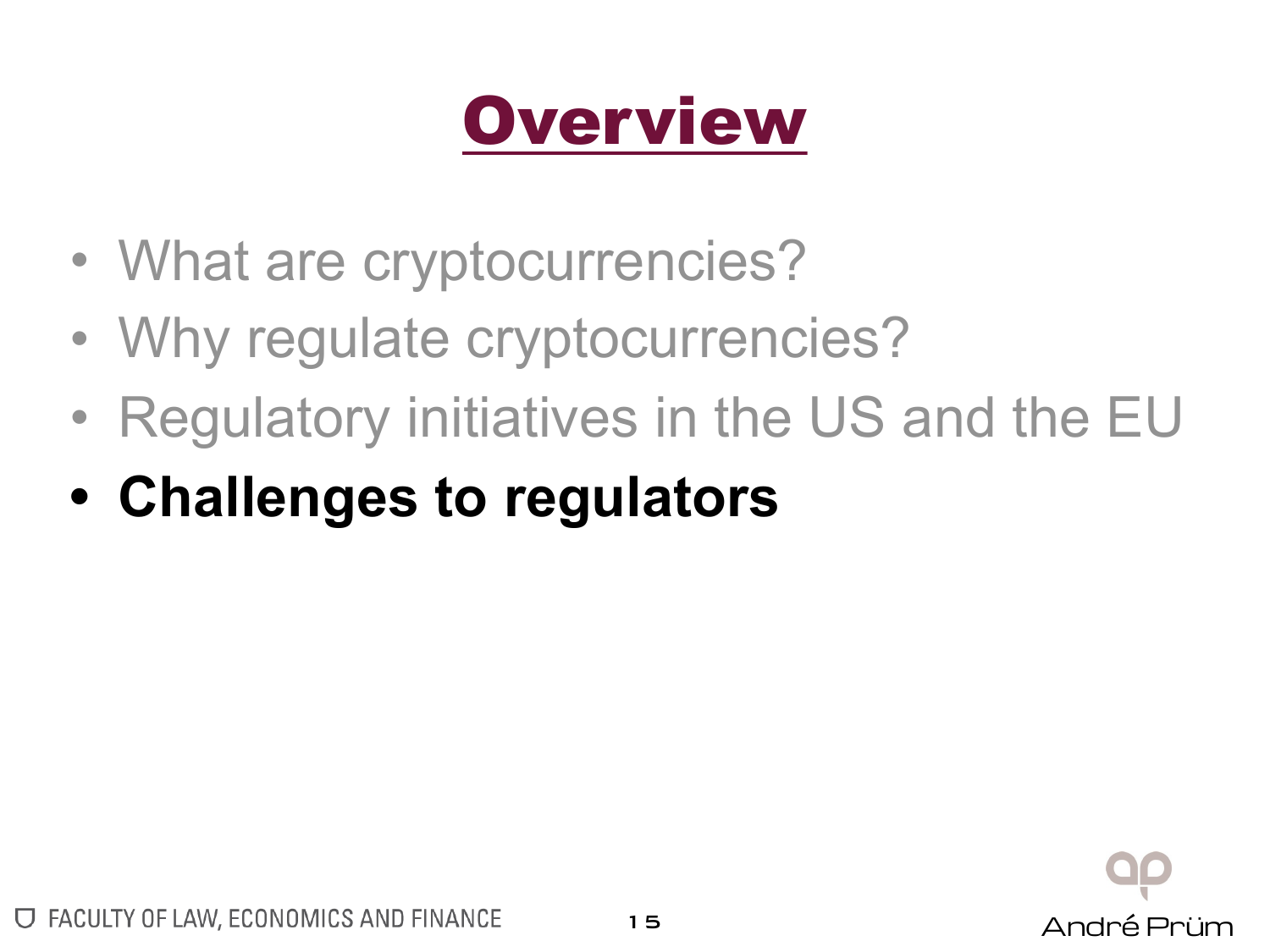# Overview

- What are cryptocurrencies?
- Why regulate cryptocurrencies?
- Regulatory initiatives in the US and the EU
- **Challenges to regulators**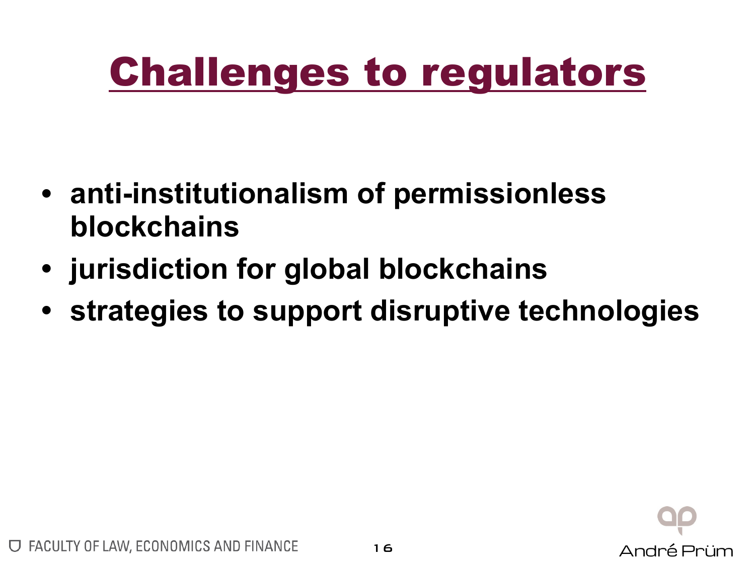# Challenges to regulators

- **anti-institutionalism of permissionless blockchains**
- **jurisdiction for global blockchains**
- **strategies to support disruptive technologies**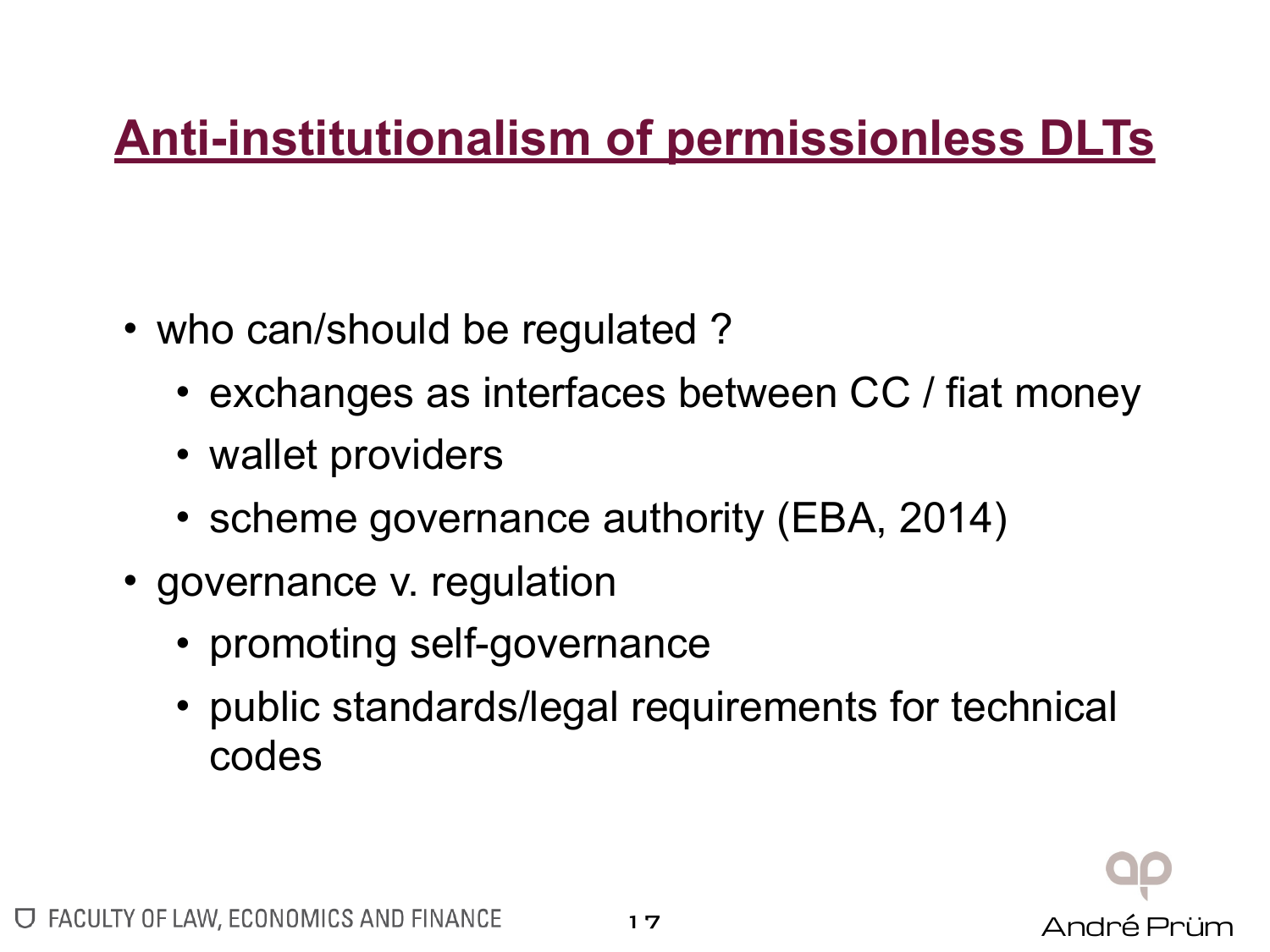# Anti-institutionalism of permissionless DLTs

- who can/should be regulated ?
  - exchanges as interfaces between CC / fiat money
  - wallet providers
  - scheme governance authority (EBA, 2014)
- governance v. regulation
  - promoting self-governance
  - public standards/legal requirements for technical codes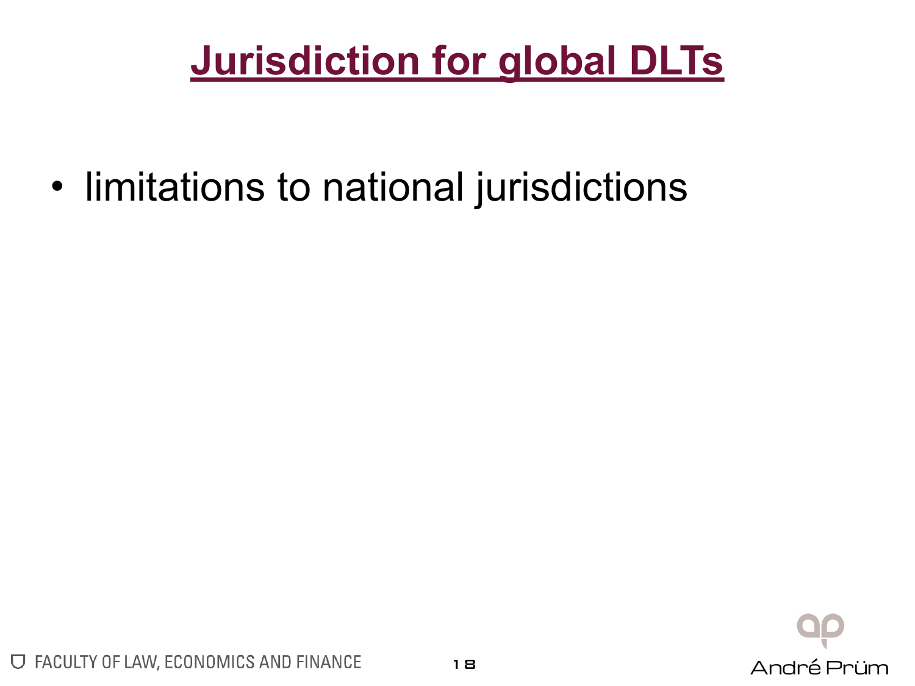# Jurisdiction for global DLTs

- limitations to national jurisdictions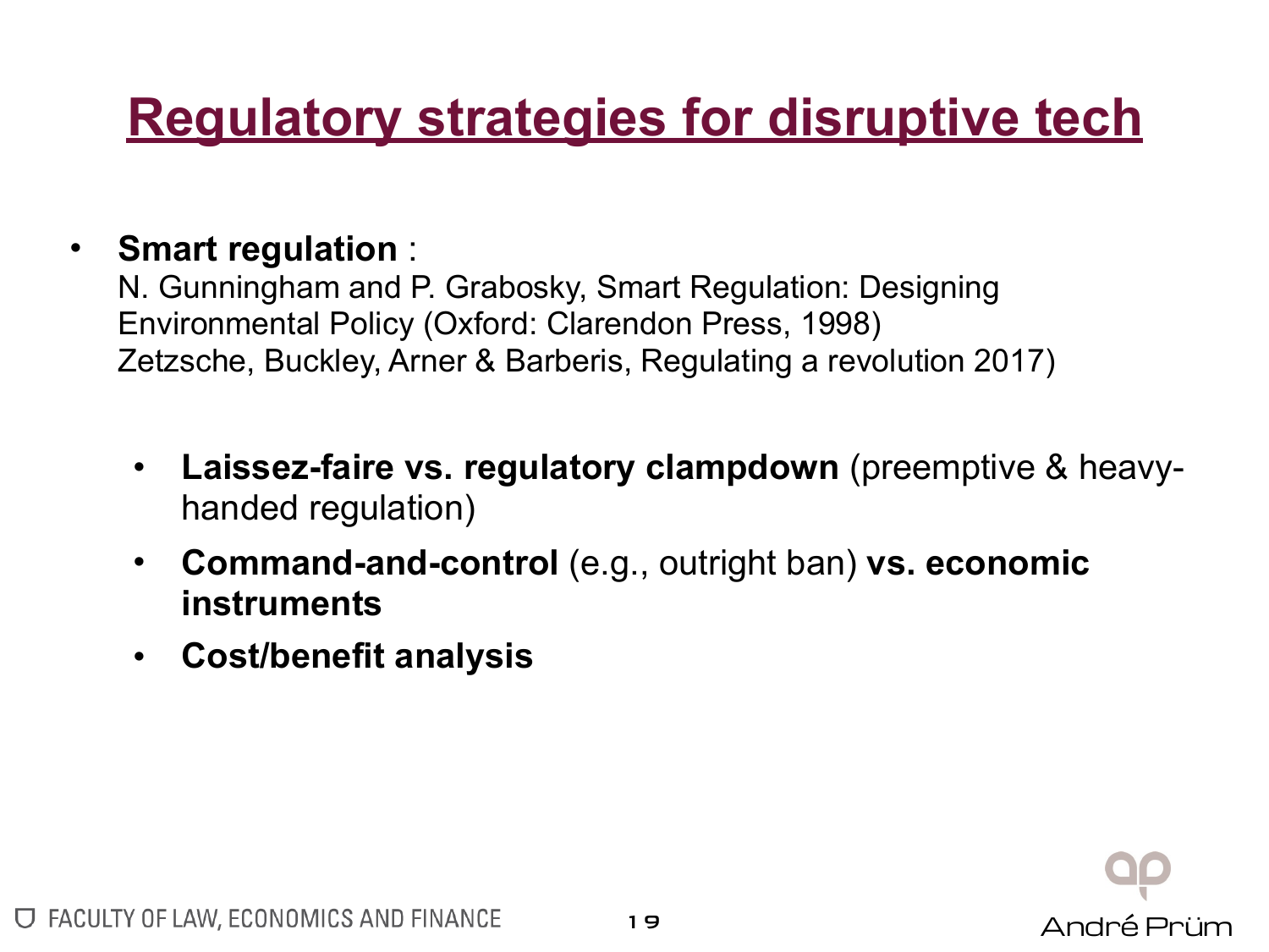# Regulatory strategies for disruptive tech

- **Smart regulation** :
  N. Gunningham and P. Grabosky, Smart Regulation: Designing Environmental Policy (Oxford: Clarendon Press, 1998)
  Zetzsche, Buckley, Arner & Barberis, Regulating a revolution 2017)

  - **Laissez-faire vs. regulatory clampdown** (preemptive & heavy-handed regulation)
  - **Command-and-control** (e.g., outright ban) **vs. economic instruments**
  - **Cost/benefit analysis**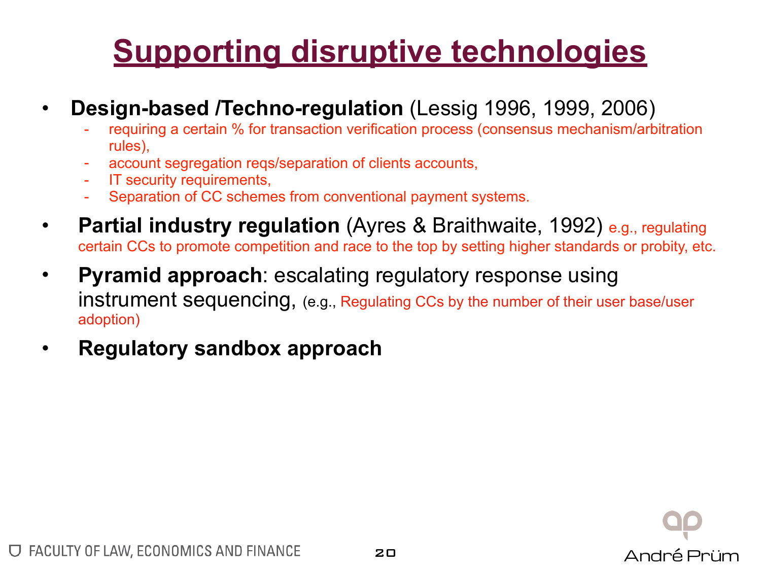# Supporting disruptive technologies

- **Design-based /Techno-regulation** (Lessig 1996, 1999, 2006)
  - requiring a certain % for transaction verification process (consensus mechanism/arbitration rules),
  - account segregation reqs/separation of clients accounts,
  - IT security requirements,
  - Separation of CC schemes from conventional payment systems.
- **Partial industry regulation** (Ayres & Braithwaite, 1992) e.g., regulating certain CCs to promote competition and race to the top by setting higher standards or probity, etc.
- **Pyramid approach**: escalating regulatory response using instrument sequencing, (e.g., Regulating CCs by the number of their user base/user adoption)
- **Regulatory sandbox approach**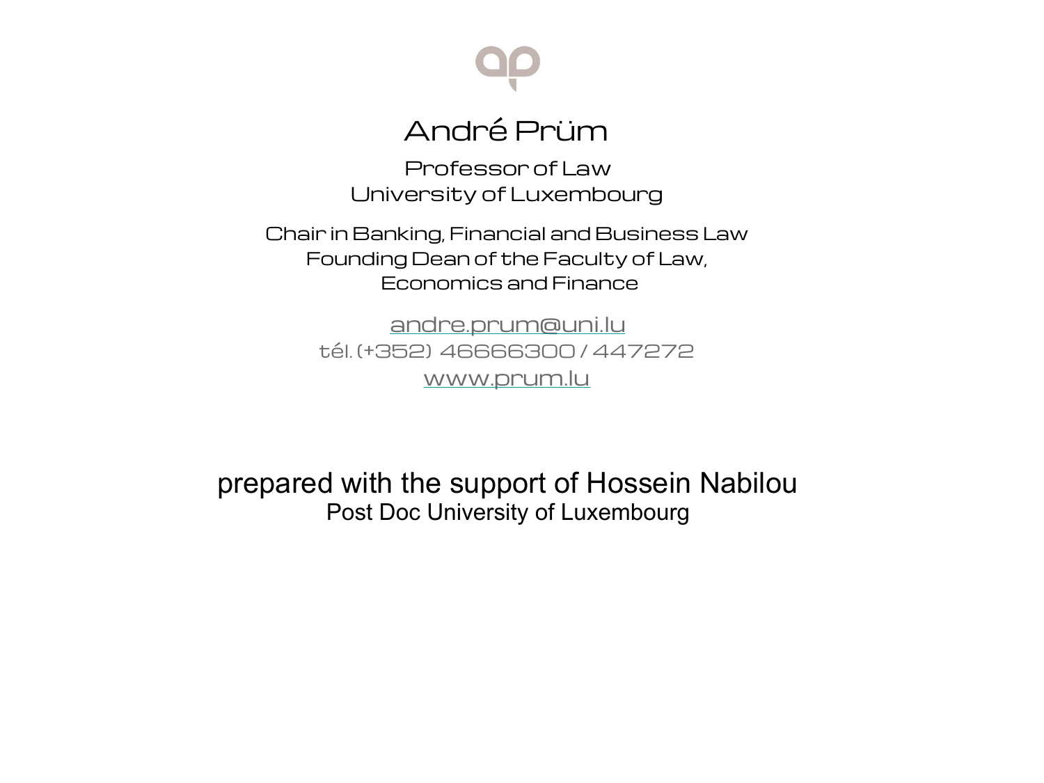# André Prüm

Professor of Law
University of Luxembourg

Chair in Banking, Financial and Business Law
Founding Dean of the Faculty of Law,
Economics and Finance

andre.prum@uni.lu
tél. (+352) 46666300 / 447272
www.prum.lu

prepared with the support of Hossein Nabilou
Post Doc University of Luxembourg